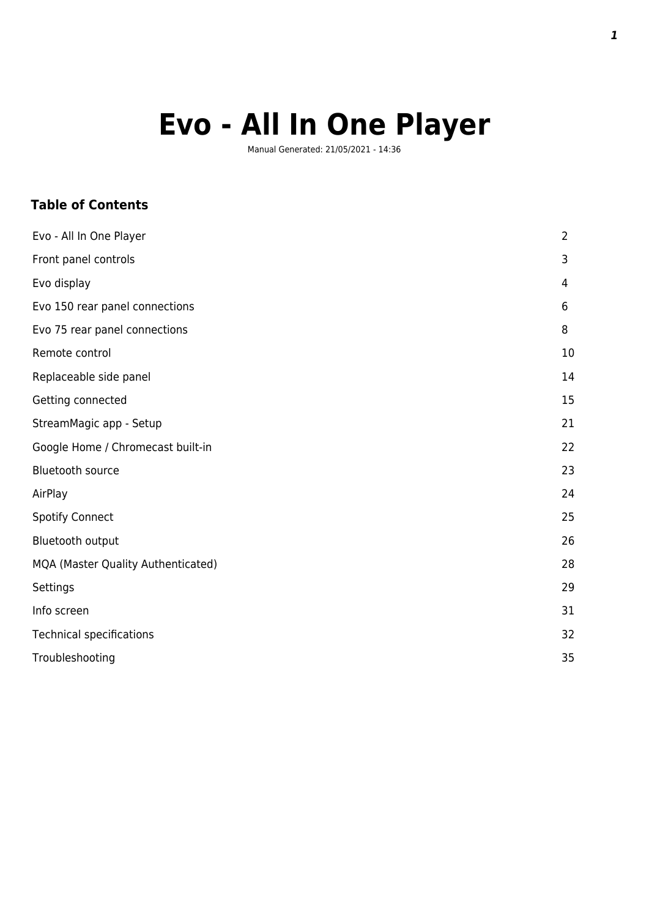# Evo - All In One Player

Manual Generated: 21/05/2021 - 14:36

## Table of Contents

| | |
|---|---|
| Evo - All In One Player | 2 |
| Front panel controls | 3 |
| Evo display | 4 |
| Evo 150 rear panel connections | 6 |
| Evo 75 rear panel connections | 8 |
| Remote control | 10 |
| Replaceable side panel | 14 |
| Getting connected | 15 |
| StreamMagic app - Setup | 21 |
| Google Home / Chromecast built-in | 22 |
| Bluetooth source | 23 |
| AirPlay | 24 |
| Spotify Connect | 25 |
| Bluetooth output | 26 |
| MQA (Master Quality Authenticated) | 28 |
| Settings | 29 |
| Info screen | 31 |
| Technical specifications | 32 |
| Troubleshooting | 35 |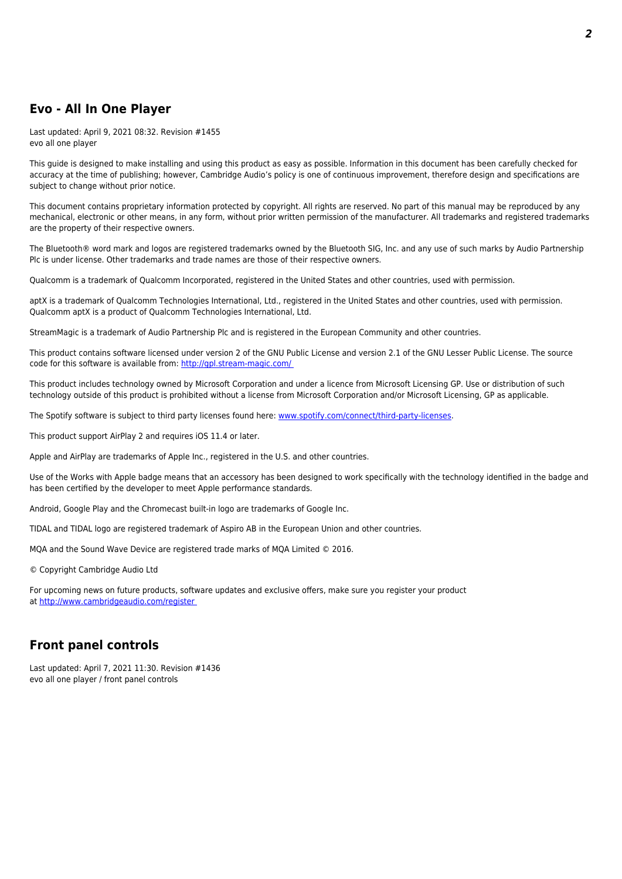## Evo - All In One Player

Last updated: April 9, 2021 08:32. Revision #1455
evo all one player

This guide is designed to make installing and using this product as easy as possible. Information in this document has been carefully checked for accuracy at the time of publishing; however, Cambridge Audio's policy is one of continuous improvement, therefore design and specifications are subject to change without prior notice.

This document contains proprietary information protected by copyright. All rights are reserved. No part of this manual may be reproduced by any mechanical, electronic or other means, in any form, without prior written permission of the manufacturer. All trademarks and registered trademarks are the property of their respective owners.

The Bluetooth® word mark and logos are registered trademarks owned by the Bluetooth SIG, Inc. and any use of such marks by Audio Partnership Plc is under license. Other trademarks and trade names are those of their respective owners.

Qualcomm is a trademark of Qualcomm Incorporated, registered in the United States and other countries, used with permission.

aptX is a trademark of Qualcomm Technologies International, Ltd., registered in the United States and other countries, used with permission. Qualcomm aptX is a product of Qualcomm Technologies International, Ltd.

StreamMagic is a trademark of Audio Partnership Plc and is registered in the European Community and other countries.

This product contains software licensed under version 2 of the GNU Public License and version 2.1 of the GNU Lesser Public License. The source code for this software is available from: http://gpl.stream-magic.com/

This product includes technology owned by Microsoft Corporation and under a licence from Microsoft Licensing GP. Use or distribution of such technology outside of this product is prohibited without a license from Microsoft Corporation and/or Microsoft Licensing, GP as applicable.

The Spotify software is subject to third party licenses found here: www.spotify.com/connect/third-party-licenses.

This product support AirPlay 2 and requires iOS 11.4 or later.

Apple and AirPlay are trademarks of Apple Inc., registered in the U.S. and other countries.

Use of the Works with Apple badge means that an accessory has been designed to work specifically with the technology identified in the badge and has been certified by the developer to meet Apple performance standards.

Android, Google Play and the Chromecast built-in logo are trademarks of Google Inc.

TIDAL and TIDAL logo are registered trademark of Aspiro AB in the European Union and other countries.

MQA and the Sound Wave Device are registered trade marks of MQA Limited © 2016.

© Copyright Cambridge Audio Ltd

For upcoming news on future products, software updates and exclusive offers, make sure you register your product at http://www.cambridgeaudio.com/register

## Front panel controls

Last updated: April 7, 2021 11:30. Revision #1436
evo all one player / front panel controls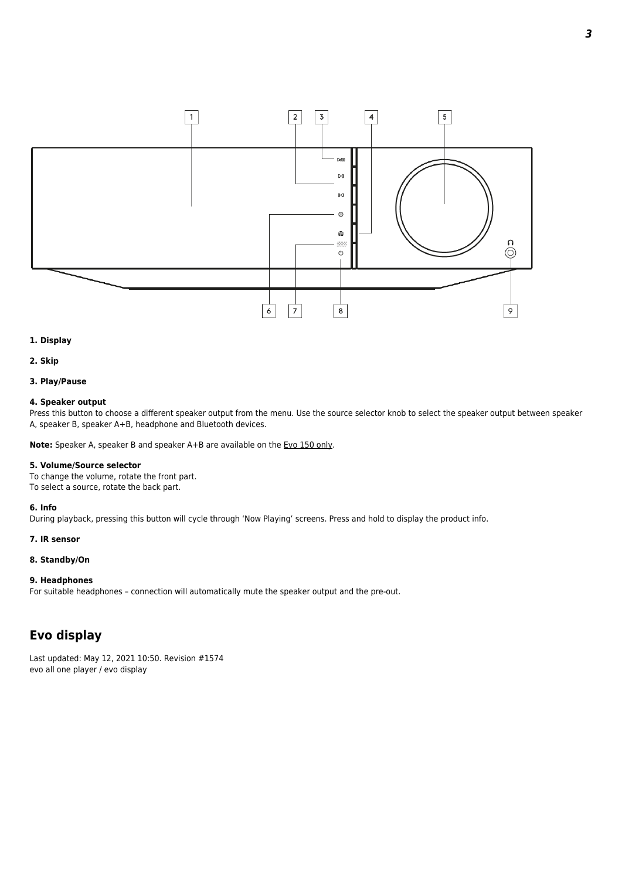**1. Display**

**2. Skip**

**3. Play/Pause**

**4. Speaker output**
Press this button to choose a different speaker output from the menu. Use the source selector knob to select the speaker output between speaker A, speaker B, speaker A+B, headphone and Bluetooth devices.

**Note:** Speaker A, speaker B and speaker A+B are available on the Evo 150 only.

**5. Volume/Source selector**
To change the volume, rotate the front part.
To select a source, rotate the back part.

**6. Info**
During playback, pressing this button will cycle through 'Now Playing' screens. Press and hold to display the product info.

**7. IR sensor**

**8. Standby/On**

**9. Headphones**
For suitable headphones – connection will automatically mute the speaker output and the pre-out.

## Evo display

Last updated: May 12, 2021 10:50. Revision #1574
evo all one player / evo display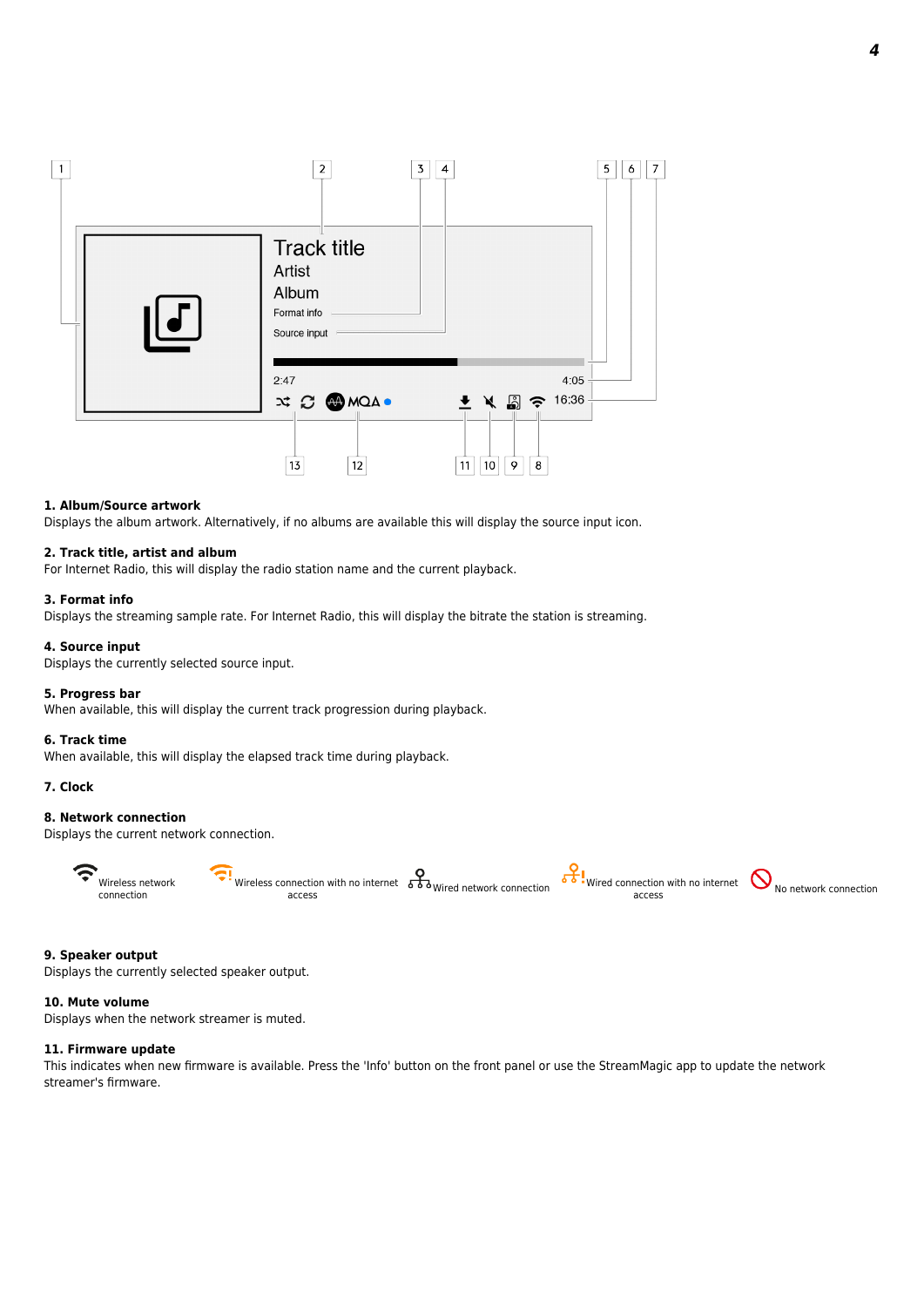**1. Album/Source artwork**
Displays the album artwork. Alternatively, if no albums are available this will display the source input icon.

**2. Track title, artist and album**
For Internet Radio, this will display the radio station name and the current playback.

**3. Format info**
Displays the streaming sample rate. For Internet Radio, this will display the bitrate the station is streaming.

**4. Source input**
Displays the currently selected source input.

**5. Progress bar**
When available, this will display the current track progression during playback.

**6. Track time**
When available, this will display the elapsed track time during playback.

**7. Clock**

**8. Network connection**
Displays the current network connection.

Wireless network connection | Wireless connection with no internet access | Wired network connection | Wired connection with no internet access | No network connection

**9. Speaker output**
Displays the currently selected speaker output.

**10. Mute volume**
Displays when the network streamer is muted.

**11. Firmware update**
This indicates when new firmware is available. Press the 'Info' button on the front panel or use the StreamMagic app to update the network streamer's firmware.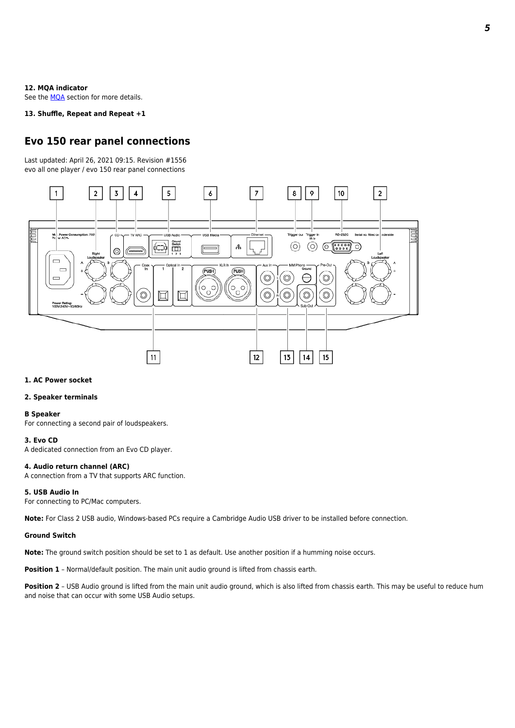**12. MQA indicator**

See the [MQA](#) section for more details.

**13. Shuffle, Repeat and Repeat +1**

## Evo 150 rear panel connections

Last updated: April 26, 2021 09:15. Revision #1556
evo all one player / evo 150 rear panel connections

**1. AC Power socket**

**2. Speaker terminals**

**B Speaker**

For connecting a second pair of loudspeakers.

**3. Evo CD**

A dedicated connection from an Evo CD player.

**4. Audio return channel (ARC)**

A connection from a TV that supports ARC function.

**5. USB Audio In**

For connecting to PC/Mac computers.

**Note:** For Class 2 USB audio, Windows-based PCs require a Cambridge Audio USB driver to be installed before connection.

**Ground Switch**

**Note:** The ground switch position should be set to 1 as default. Use another position if a humming noise occurs.

**Position 1** – Normal/default position. The main unit audio ground is lifted from chassis earth.

**Position 2** – USB Audio ground is lifted from the main unit audio ground, which is also lifted from chassis earth. This may be useful to reduce hum and noise that can occur with some USB Audio setups.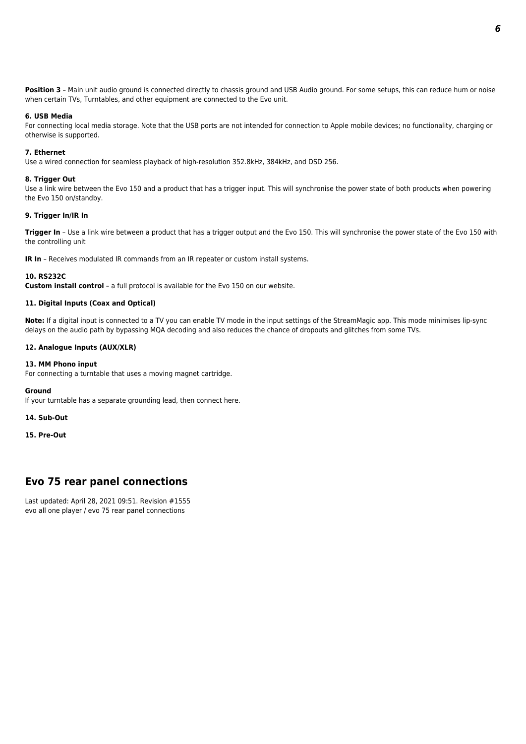**Position 3** – Main unit audio ground is connected directly to chassis ground and USB Audio ground. For some setups, this can reduce hum or noise when certain TVs, Turntables, and other equipment are connected to the Evo unit.

**6. USB Media**
For connecting local media storage. Note that the USB ports are not intended for connection to Apple mobile devices; no functionality, charging or otherwise is supported.

**7. Ethernet**
Use a wired connection for seamless playback of high-resolution 352.8kHz, 384kHz, and DSD 256.

**8. Trigger Out**
Use a link wire between the Evo 150 and a product that has a trigger input. This will synchronise the power state of both products when powering the Evo 150 on/standby.

**9. Trigger In/IR In**

**Trigger In** – Use a link wire between a product that has a trigger output and the Evo 150. This will synchronise the power state of the Evo 150 with the controlling unit

**IR In** – Receives modulated IR commands from an IR repeater or custom install systems.

**10. RS232C**
**Custom install control** – a full protocol is available for the Evo 150 on our website.

**11. Digital Inputs (Coax and Optical)**

**Note:** If a digital input is connected to a TV you can enable TV mode in the input settings of the StreamMagic app. This mode minimises lip-sync delays on the audio path by bypassing MQA decoding and also reduces the chance of dropouts and glitches from some TVs.

**12. Analogue Inputs (AUX/XLR)**

**13. MM Phono input**
For connecting a turntable that uses a moving magnet cartridge.

**Ground**
If your turntable has a separate grounding lead, then connect here.

**14. Sub-Out**

**15. Pre-Out**

## Evo 75 rear panel connections

Last updated: April 28, 2021 09:51. Revision #1555
evo all one player / evo 75 rear panel connections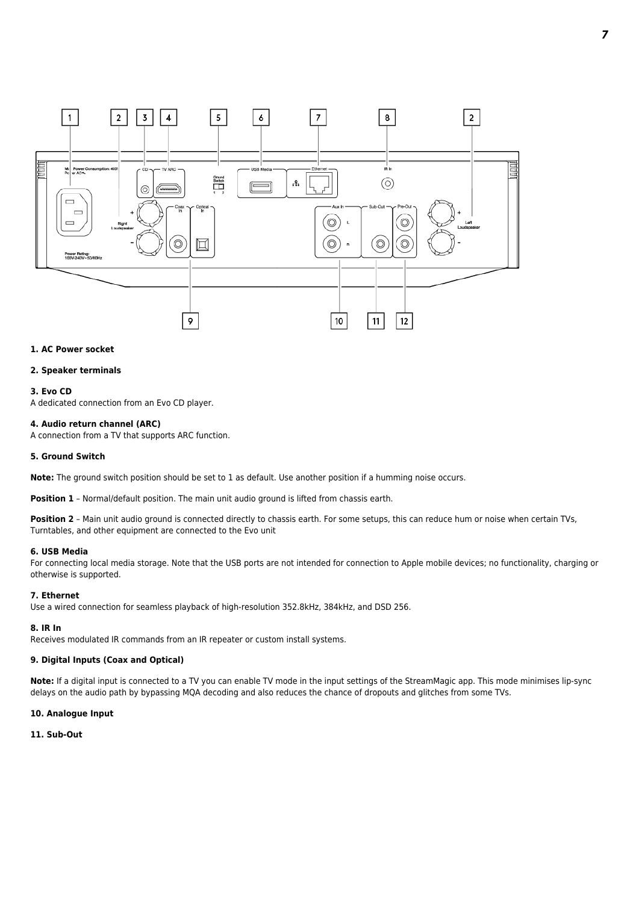**1. AC Power socket**

**2. Speaker terminals**

**3. Evo CD**
A dedicated connection from an Evo CD player.

**4. Audio return channel (ARC)**
A connection from a TV that supports ARC function.

**5. Ground Switch**

**Note:** The ground switch position should be set to 1 as default. Use another position if a humming noise occurs.

**Position 1** – Normal/default position. The main unit audio ground is lifted from chassis earth.

**Position 2** – Main unit audio ground is connected directly to chassis earth. For some setups, this can reduce hum or noise when certain TVs, Turntables, and other equipment are connected to the Evo unit

**6. USB Media**
For connecting local media storage. Note that the USB ports are not intended for connection to Apple mobile devices; no functionality, charging or otherwise is supported.

**7. Ethernet**
Use a wired connection for seamless playback of high-resolution 352.8kHz, 384kHz, and DSD 256.

**8. IR In**
Receives modulated IR commands from an IR repeater or custom install systems.

**9. Digital Inputs (Coax and Optical)**

**Note:** If a digital input is connected to a TV you can enable TV mode in the input settings of the StreamMagic app. This mode minimises lip-sync delays on the audio path by bypassing MQA decoding and also reduces the chance of dropouts and glitches from some TVs.

**10. Analogue Input**

**11. Sub-Out**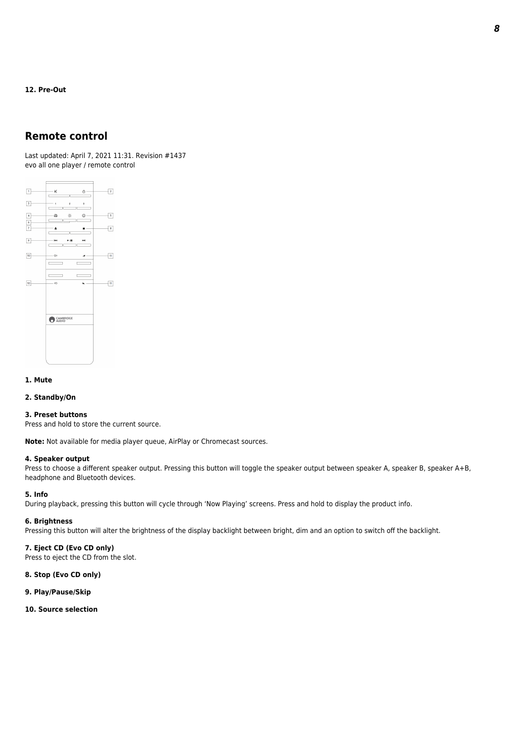**12. Pre-Out**

## Remote control

Last updated: April 7, 2021 11:31. Revision #1437
evo all one player / remote control

**1. Mute**

**2. Standby/On**

**3. Preset buttons**
Press and hold to store the current source.

**Note:** Not available for media player queue, AirPlay or Chromecast sources.

**4. Speaker output**
Press to choose a different speaker output. Pressing this button will toggle the speaker output between speaker A, speaker B, speaker A+B, headphone and Bluetooth devices.

**5. Info**
During playback, pressing this button will cycle through 'Now Playing' screens. Press and hold to display the product info.

**6. Brightness**
Pressing this button will alter the brightness of the display backlight between bright, dim and an option to switch off the backlight.

**7. Eject CD (Evo CD only)**
Press to eject the CD from the slot.

**8. Stop (Evo CD only)**

**9. Play/Pause/Skip**

**10. Source selection**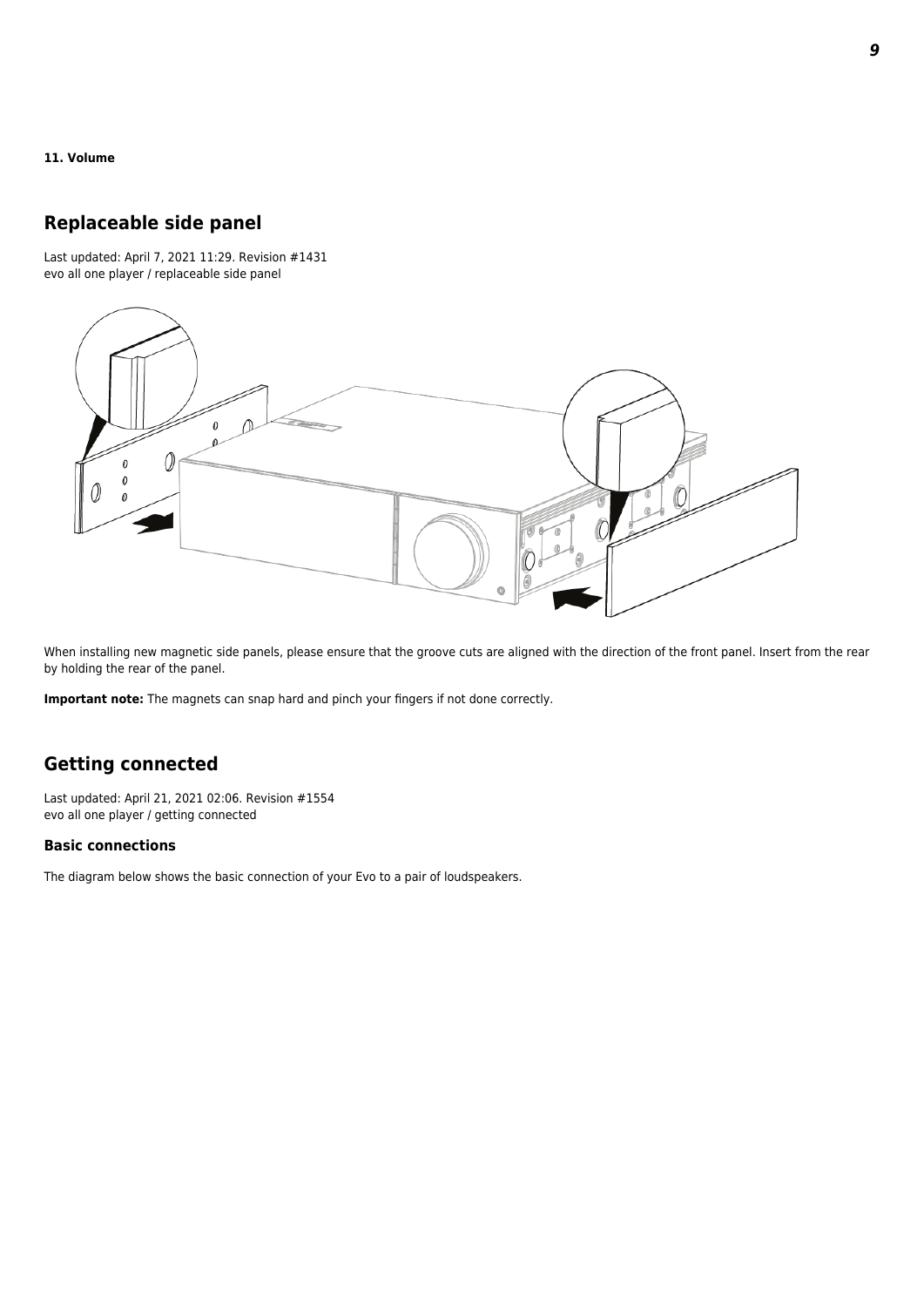**11. Volume**

## Replaceable side panel

Last updated: April 7, 2021 11:29. Revision #1431
evo all one player / replaceable side panel

When installing new magnetic side panels, please ensure that the groove cuts are aligned with the direction of the front panel. Insert from the rear by holding the rear of the panel.

**Important note:** The magnets can snap hard and pinch your fingers if not done correctly.

## Getting connected

Last updated: April 21, 2021 02:06. Revision #1554
evo all one player / getting connected

### Basic connections

The diagram below shows the basic connection of your Evo to a pair of loudspeakers.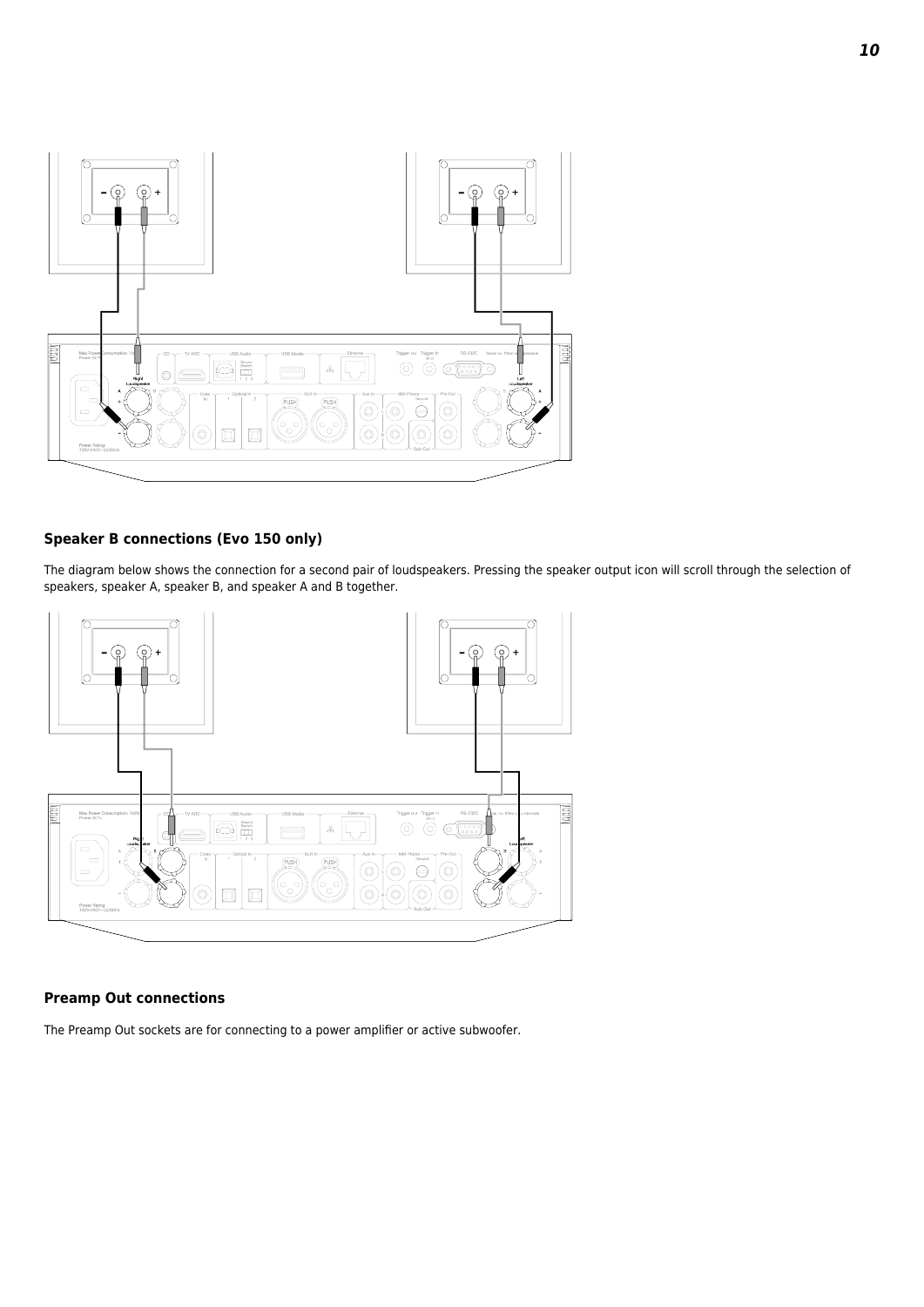## Speaker B connections (Evo 150 only)

The diagram below shows the connection for a second pair of loudspeakers. Pressing the speaker output icon will scroll through the selection of speakers, speaker A, speaker B, and speaker A and B together.

## Preamp Out connections

The Preamp Out sockets are for connecting to a power amplifier or active subwoofer.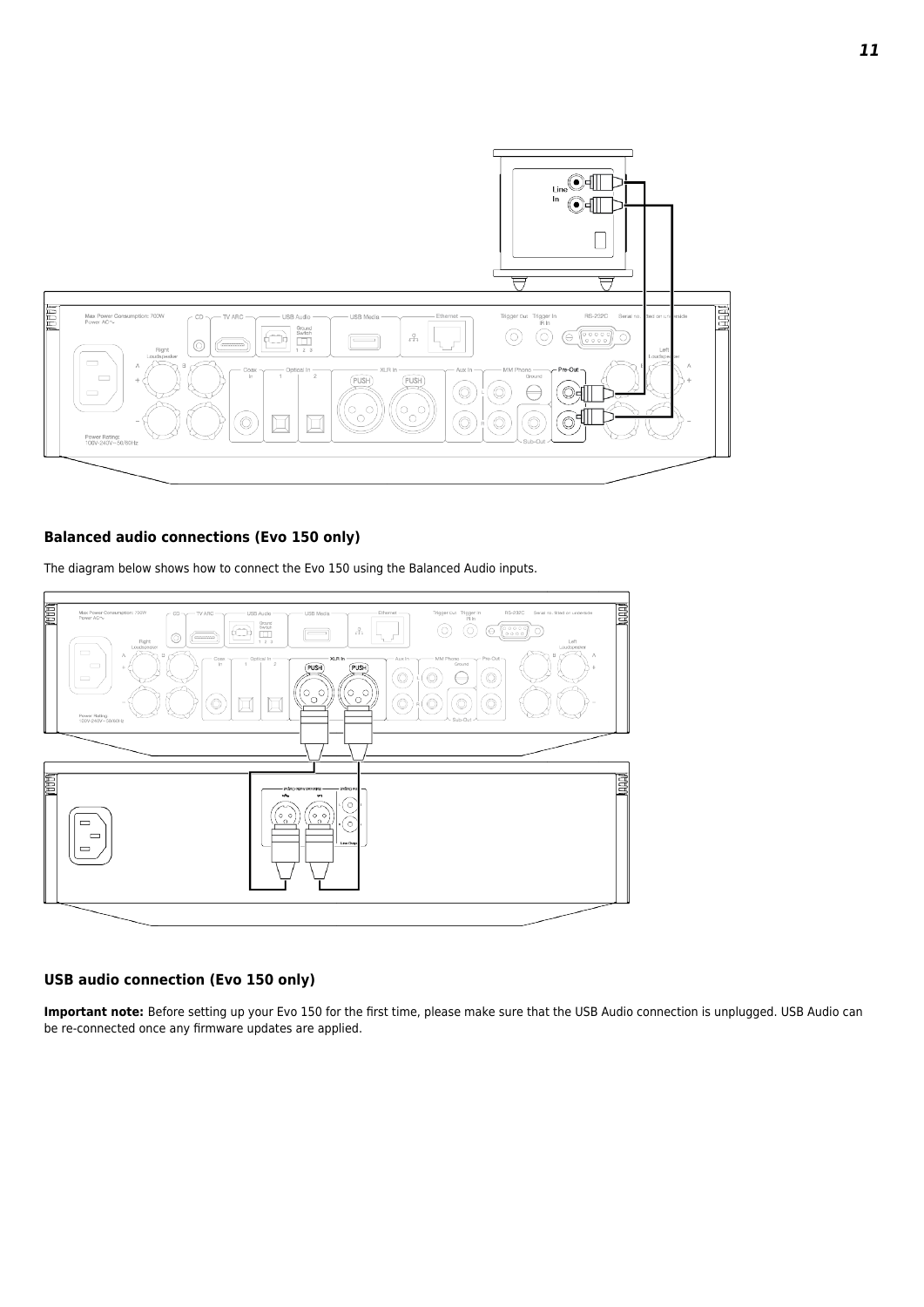## Balanced audio connections (Evo 150 only)

The diagram below shows how to connect the Evo 150 using the Balanced Audio inputs.

## USB audio connection (Evo 150 only)

**Important note:** Before setting up your Evo 150 for the first time, please make sure that the USB Audio connection is unplugged. USB Audio can be re-connected once any firmware updates are applied.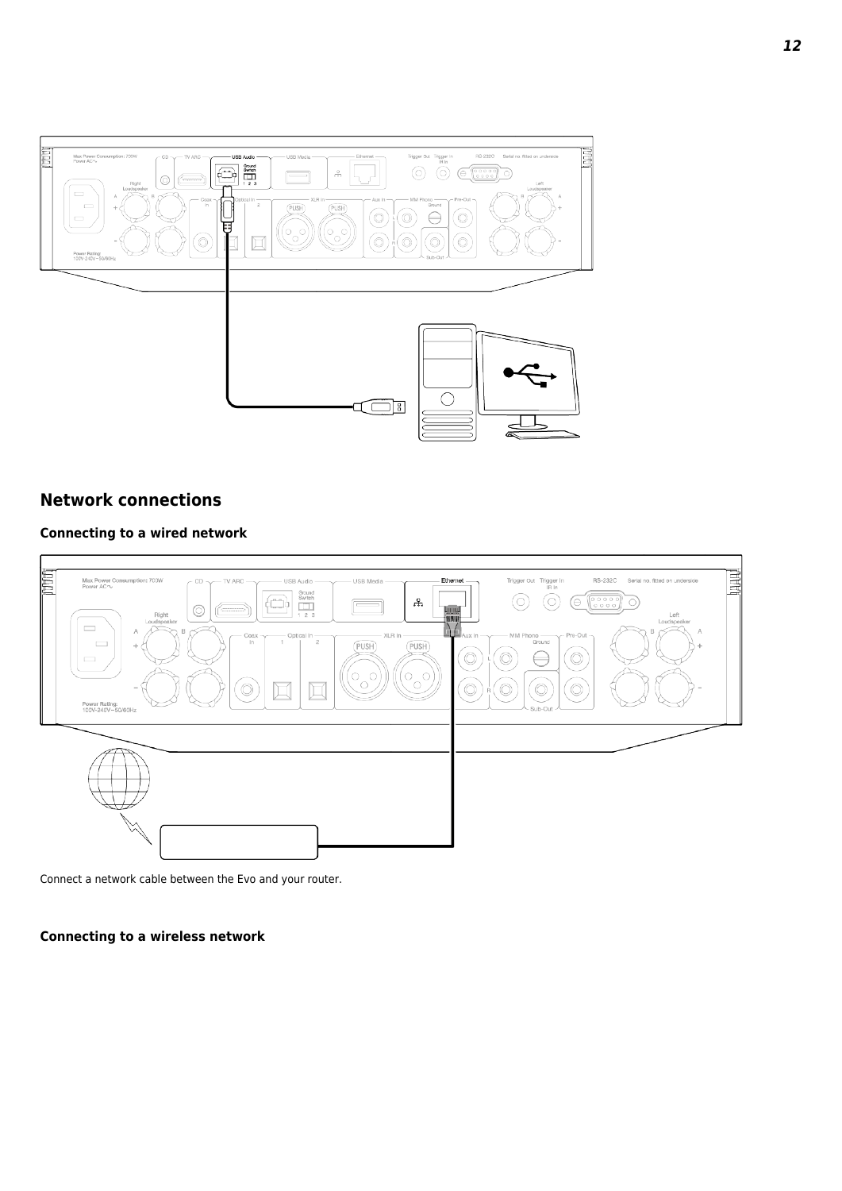## Network connections

### Connecting to a wired network

Connect a network cable between the Evo and your router.

### Connecting to a wireless network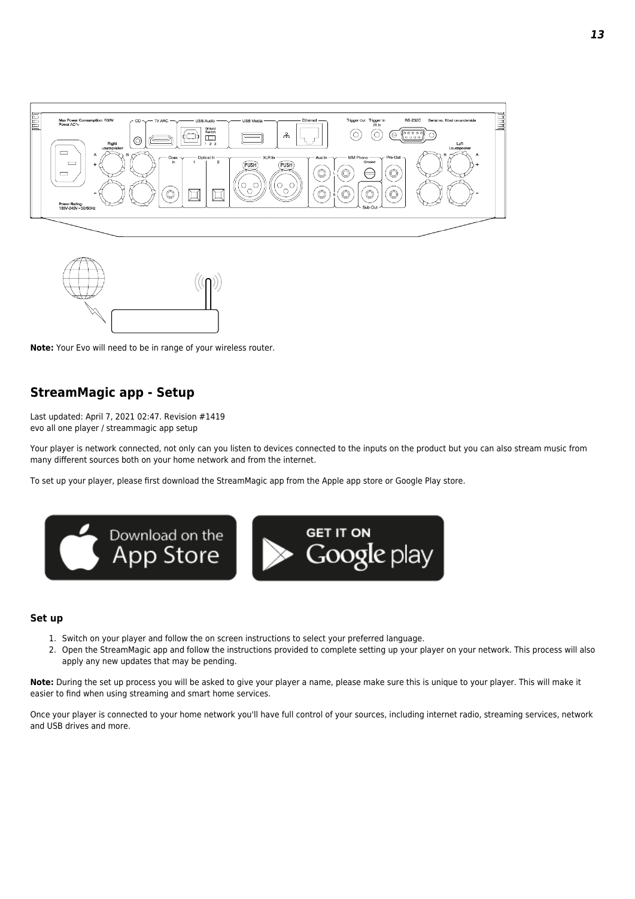**Note:** Your Evo will need to be in range of your wireless router.

## StreamMagic app - Setup

Last updated: April 7, 2021 02:47. Revision #1419
evo all one player / streammagic app setup

Your player is network connected, not only can you listen to devices connected to the inputs on the product but you can also stream music from many different sources both on your home network and from the internet.

To set up your player, please first download the StreamMagic app from the Apple app store or Google Play store.

### Set up

1. Switch on your player and follow the on screen instructions to select your preferred language.
2. Open the StreamMagic app and follow the instructions provided to complete setting up your player on your network. This process will also apply any new updates that may be pending.

**Note:** During the set up process you will be asked to give your player a name, please make sure this is unique to your player. This will make it easier to find when using streaming and smart home services.

Once your player is connected to your home network you'll have full control of your sources, including internet radio, streaming services, network and USB drives and more.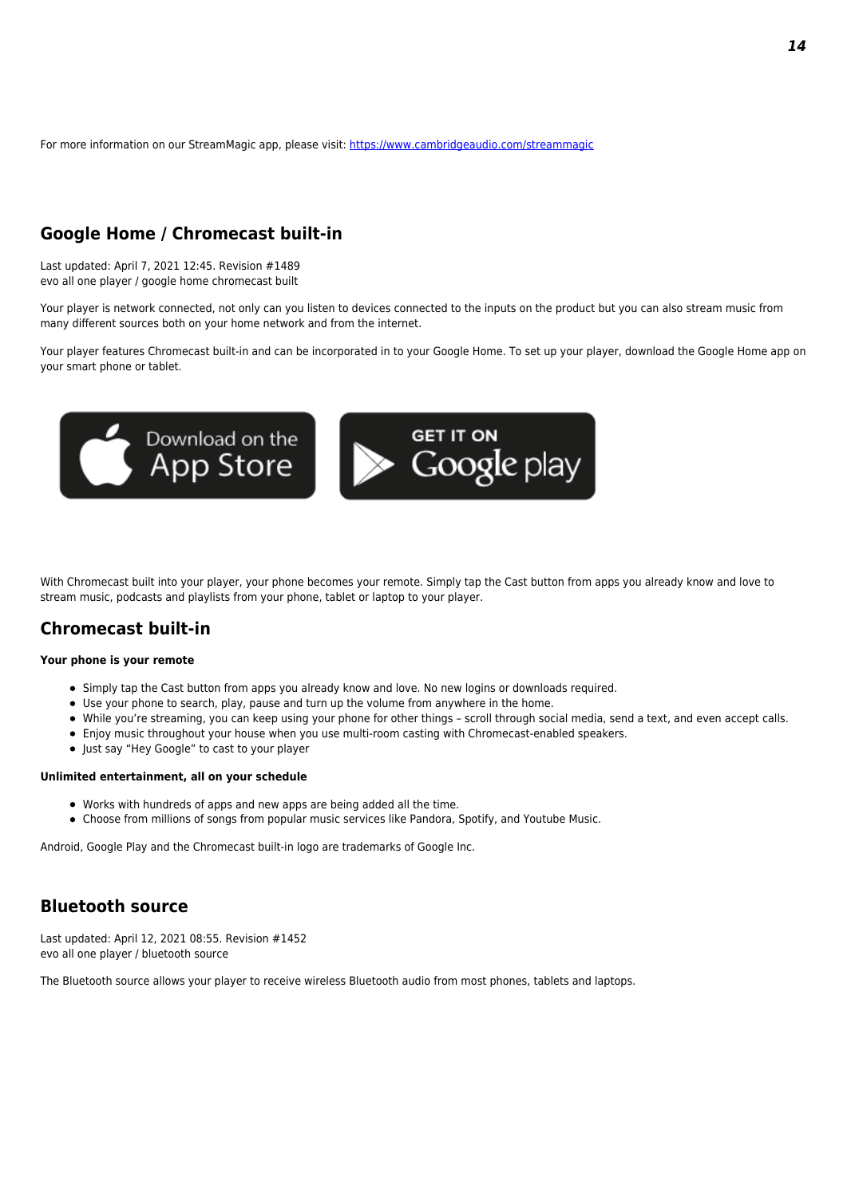For more information on our StreamMagic app, please visit: [https://www.cambridgeaudio.com/streammagic](https://www.cambridgeaudio.com/streammagic)

## Google Home / Chromecast built-in

Last updated: April 7, 2021 12:45. Revision #1489
evo all one player / google home chromecast built

Your player is network connected, not only can you listen to devices connected to the inputs on the product but you can also stream music from many different sources both on your home network and from the internet.

Your player features Chromecast built-in and can be incorporated in to your Google Home. To set up your player, download the Google Home app on your smart phone or tablet.

Download on the App Store

GET IT ON Google play

With Chromecast built into your player, your phone becomes your remote. Simply tap the Cast button from apps you already know and love to stream music, podcasts and playlists from your phone, tablet or laptop to your player.

## Chromecast built-in

**Your phone is your remote**

- Simply tap the Cast button from apps you already know and love. No new logins or downloads required.
- Use your phone to search, play, pause and turn up the volume from anywhere in the home.
- While you're streaming, you can keep using your phone for other things – scroll through social media, send a text, and even accept calls.
- Enjoy music throughout your house when you use multi-room casting with Chromecast-enabled speakers.
- Just say "Hey Google" to cast to your player

**Unlimited entertainment, all on your schedule**

- Works with hundreds of apps and new apps are being added all the time.
- Choose from millions of songs from popular music services like Pandora, Spotify, and Youtube Music.

Android, Google Play and the Chromecast built-in logo are trademarks of Google Inc.

## Bluetooth source

Last updated: April 12, 2021 08:55. Revision #1452
evo all one player / bluetooth source

The Bluetooth source allows your player to receive wireless Bluetooth audio from most phones, tablets and laptops.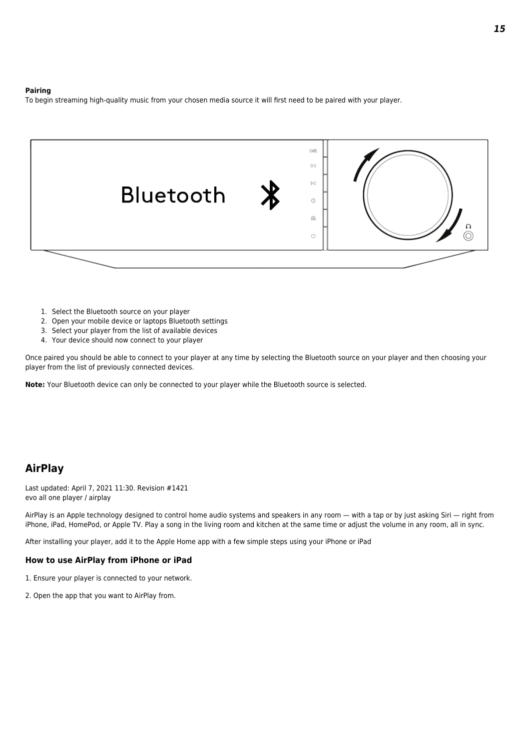**Pairing**

To begin streaming high-quality music from your chosen media source it will first need to be paired with your player.

1. Select the Bluetooth source on your player
2. Open your mobile device or laptops Bluetooth settings
3. Select your player from the list of available devices
4. Your device should now connect to your player

Once paired you should be able to connect to your player at any time by selecting the Bluetooth source on your player and then choosing your player from the list of previously connected devices.

**Note:** Your Bluetooth device can only be connected to your player while the Bluetooth source is selected.

## AirPlay

Last updated: April 7, 2021 11:30. Revision #1421
evo all one player / airplay

AirPlay is an Apple technology designed to control home audio systems and speakers in any room — with a tap or by just asking Siri — right from iPhone, iPad, HomePod, or Apple TV. Play a song in the living room and kitchen at the same time or adjust the volume in any room, all in sync.

After installing your player, add it to the Apple Home app with a few simple steps using your iPhone or iPad

### How to use AirPlay from iPhone or iPad

1. Ensure your player is connected to your network.

2. Open the app that you want to AirPlay from.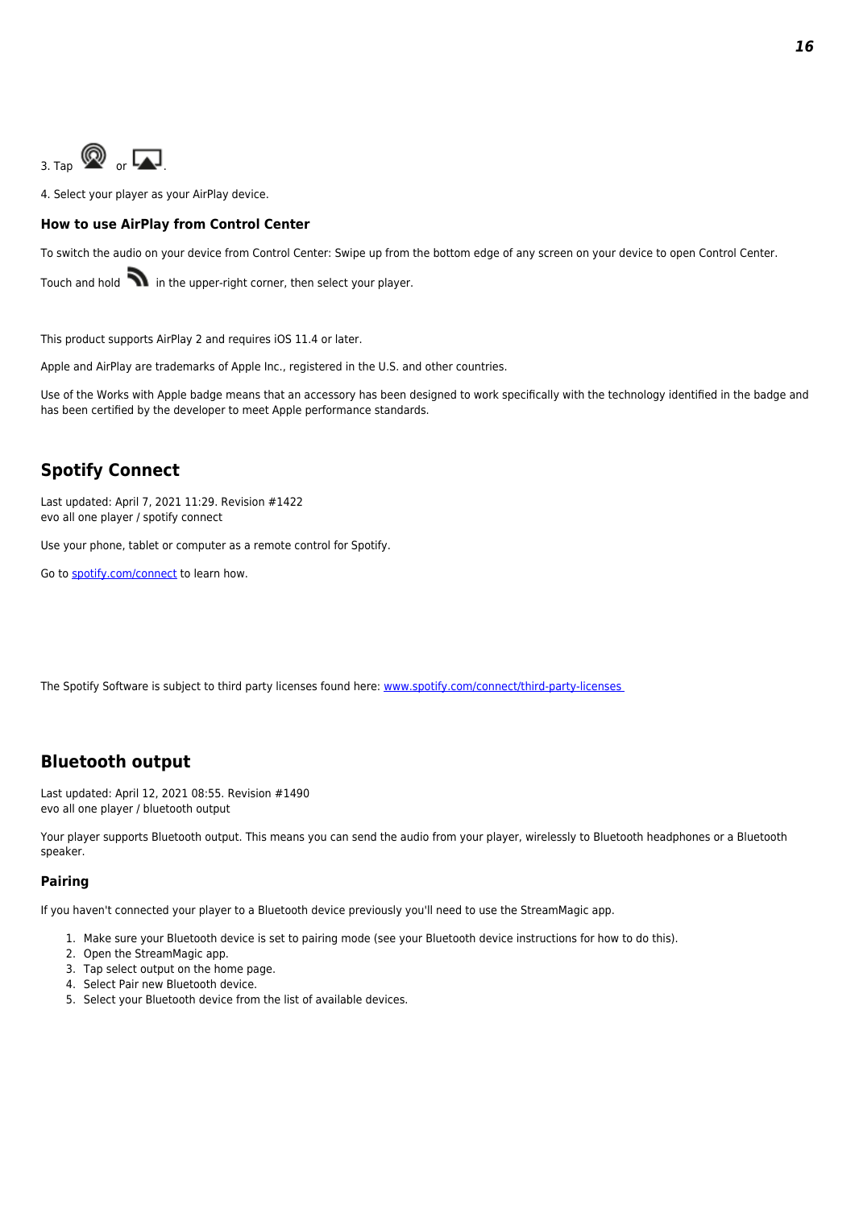3. Tap or .

4. Select your player as your AirPlay device.

### How to use AirPlay from Control Center

To switch the audio on your device from Control Center: Swipe up from the bottom edge of any screen on your device to open Control Center.

Touch and hold in the upper-right corner, then select your player.

This product supports AirPlay 2 and requires iOS 11.4 or later.

Apple and AirPlay are trademarks of Apple Inc., registered in the U.S. and other countries.

Use of the Works with Apple badge means that an accessory has been designed to work specifically with the technology identified in the badge and has been certified by the developer to meet Apple performance standards.

## Spotify Connect

Last updated: April 7, 2021 11:29. Revision #1422
evo all one player / spotify connect

Use your phone, tablet or computer as a remote control for Spotify.

Go to [spotify.com/connect](spotify.com/connect) to learn how.

The Spotify Software is subject to third party licenses found here: [www.spotify.com/connect/third-party-licenses](www.spotify.com/connect/third-party-licenses)

## Bluetooth output

Last updated: April 12, 2021 08:55. Revision #1490
evo all one player / bluetooth output

Your player supports Bluetooth output. This means you can send the audio from your player, wirelessly to Bluetooth headphones or a Bluetooth speaker.

### Pairing

If you haven't connected your player to a Bluetooth device previously you'll need to use the StreamMagic app.

1. Make sure your Bluetooth device is set to pairing mode (see your Bluetooth device instructions for how to do this).
2. Open the StreamMagic app.
3. Tap select output on the home page.
4. Select Pair new Bluetooth device.
5. Select your Bluetooth device from the list of available devices.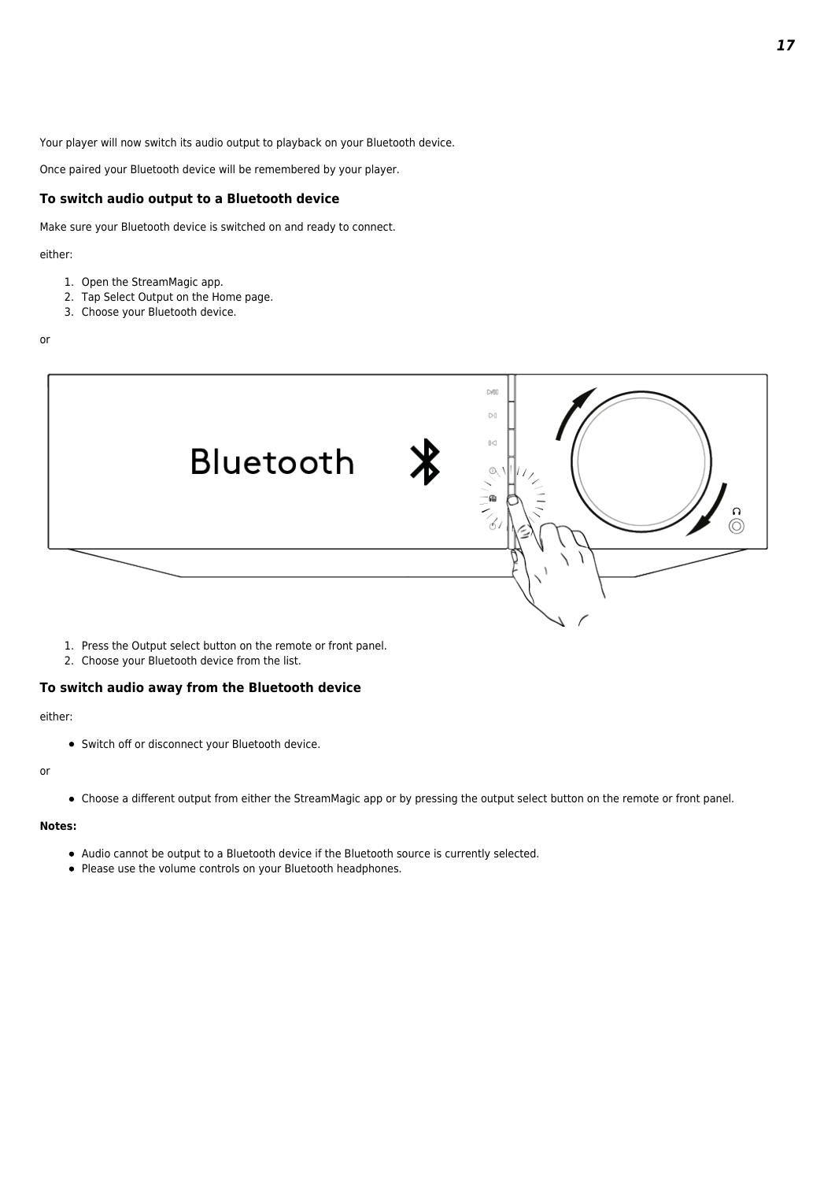Your player will now switch its audio output to playback on your Bluetooth device.

Once paired your Bluetooth device will be remembered by your player.

### To switch audio output to a Bluetooth device

Make sure your Bluetooth device is switched on and ready to connect.

either:

1. Open the StreamMagic app.
2. Tap Select Output on the Home page.
3. Choose your Bluetooth device.

or

1. Press the Output select button on the remote or front panel.
2. Choose your Bluetooth device from the list.

### To switch audio away from the Bluetooth device

either:

- Switch off or disconnect your Bluetooth device.

or

- Choose a different output from either the StreamMagic app or by pressing the output select button on the remote or front panel.

**Notes:**

- Audio cannot be output to a Bluetooth device if the Bluetooth source is currently selected.
- Please use the volume controls on your Bluetooth headphones.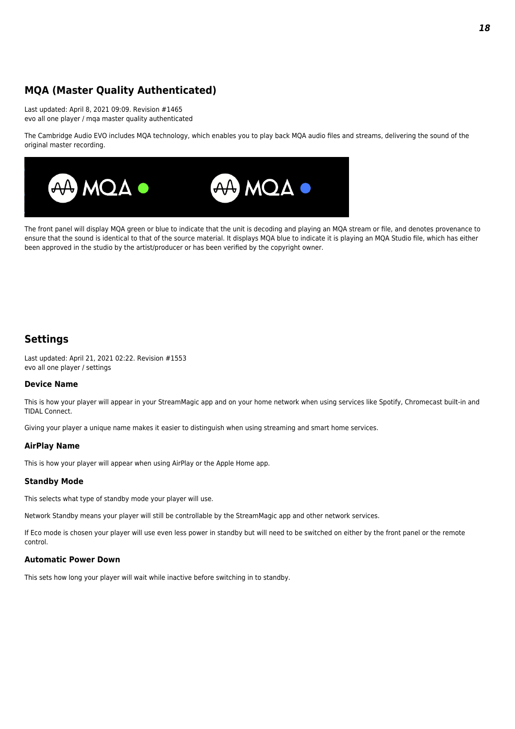## MQA (Master Quality Authenticated)

Last updated: April 8, 2021 09:09. Revision #1465
evo all one player / mqa master quality authenticated

The Cambridge Audio EVO includes MQA technology, which enables you to play back MQA audio files and streams, delivering the sound of the original master recording.

The front panel will display MQA green or blue to indicate that the unit is decoding and playing an MQA stream or file, and denotes provenance to ensure that the sound is identical to that of the source material. It displays MQA blue to indicate it is playing an MQA Studio file, which has either been approved in the studio by the artist/producer or has been verified by the copyright owner.

## Settings

Last updated: April 21, 2021 02:22. Revision #1553
evo all one player / settings

### Device Name

This is how your player will appear in your StreamMagic app and on your home network when using services like Spotify, Chromecast built-in and TIDAL Connect.

Giving your player a unique name makes it easier to distinguish when using streaming and smart home services.

### AirPlay Name

This is how your player will appear when using AirPlay or the Apple Home app.

### Standby Mode

This selects what type of standby mode your player will use.

Network Standby means your player will still be controllable by the StreamMagic app and other network services.

If Eco mode is chosen your player will use even less power in standby but will need to be switched on either by the front panel or the remote control.

### Automatic Power Down

This sets how long your player will wait while inactive before switching in to standby.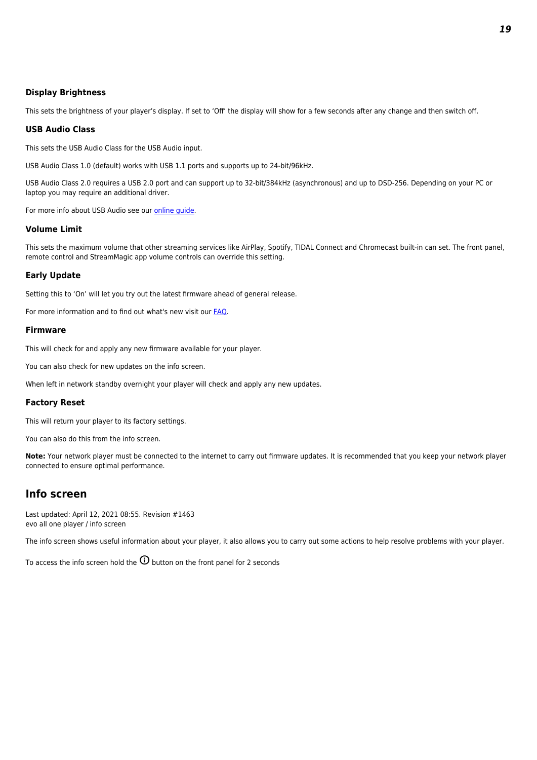### Display Brightness

This sets the brightness of your player's display. If set to 'Off' the display will show for a few seconds after any change and then switch off.

### USB Audio Class

This sets the USB Audio Class for the USB Audio input.

USB Audio Class 1.0 (default) works with USB 1.1 ports and supports up to 24-bit/96kHz.

USB Audio Class 2.0 requires a USB 2.0 port and can support up to 32-bit/384kHz (asynchronous) and up to DSD-256. Depending on your PC or laptop you may require an additional driver.

For more info about USB Audio see our online guide.

### Volume Limit

This sets the maximum volume that other streaming services like AirPlay, Spotify, TIDAL Connect and Chromecast built-in can set. The front panel, remote control and StreamMagic app volume controls can override this setting.

### Early Update

Setting this to 'On' will let you try out the latest firmware ahead of general release.

For more information and to find out what's new visit our FAQ.

### Firmware

This will check for and apply any new firmware available for your player.

You can also check for new updates on the info screen.

When left in network standby overnight your player will check and apply any new updates.

### Factory Reset

This will return your player to its factory settings.

You can also do this from the info screen.

**Note:** Your network player must be connected to the internet to carry out firmware updates. It is recommended that you keep your network player connected to ensure optimal performance.

## Info screen

Last updated: April 12, 2021 08:55. Revision #1463
evo all one player / info screen

The info screen shows useful information about your player, it also allows you to carry out some actions to help resolve problems with your player.

To access the info screen hold the ⓘ button on the front panel for 2 seconds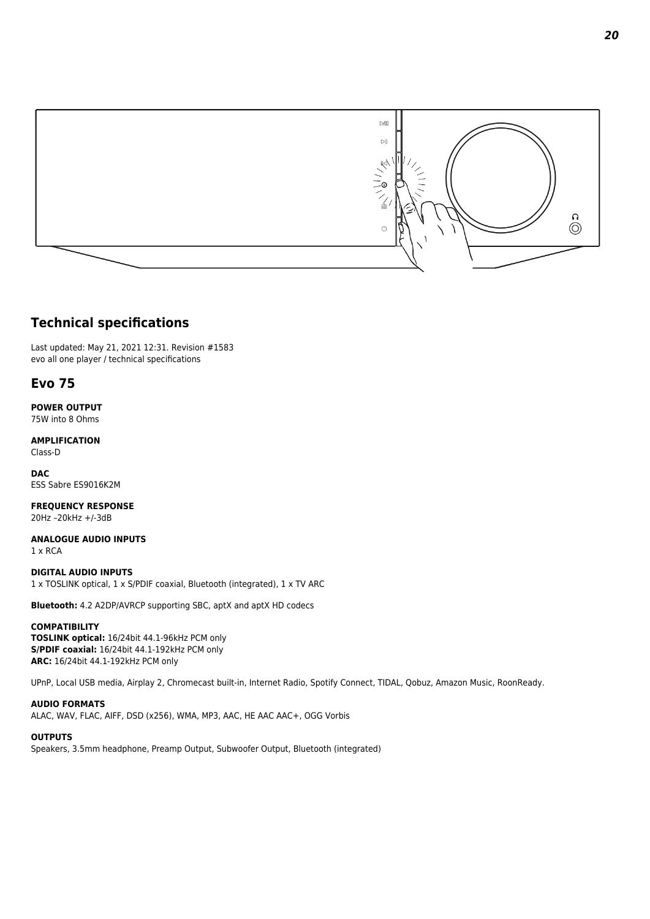## Technical specifications

Last updated: May 21, 2021 12:31. Revision #1583
evo all one player / technical specifications

## Evo 75

**POWER OUTPUT**
75W into 8 Ohms

**AMPLIFICATION**
Class-D

**DAC**
ESS Sabre ES9016K2M

**FREQUENCY RESPONSE**
20Hz –20kHz +/-3dB

**ANALOGUE AUDIO INPUTS**
1 x RCA

**DIGITAL AUDIO INPUTS**
1 x TOSLINK optical, 1 x S/PDIF coaxial, Bluetooth (integrated), 1 x TV ARC

**Bluetooth:** 4.2 A2DP/AVRCP supporting SBC, aptX and aptX HD codecs

**COMPATIBILITY**
**TOSLINK optical:** 16/24bit 44.1-96kHz PCM only
**S/PDIF coaxial:** 16/24bit 44.1-192kHz PCM only
**ARC:** 16/24bit 44.1-192kHz PCM only

UPnP, Local USB media, Airplay 2, Chromecast built-in, Internet Radio, Spotify Connect, TIDAL, Qobuz, Amazon Music, RoonReady.

**AUDIO FORMATS**
ALAC, WAV, FLAC, AIFF, DSD (x256), WMA, MP3, AAC, HE AAC AAC+, OGG Vorbis

**OUTPUTS**
Speakers, 3.5mm headphone, Preamp Output, Subwoofer Output, Bluetooth (integrated)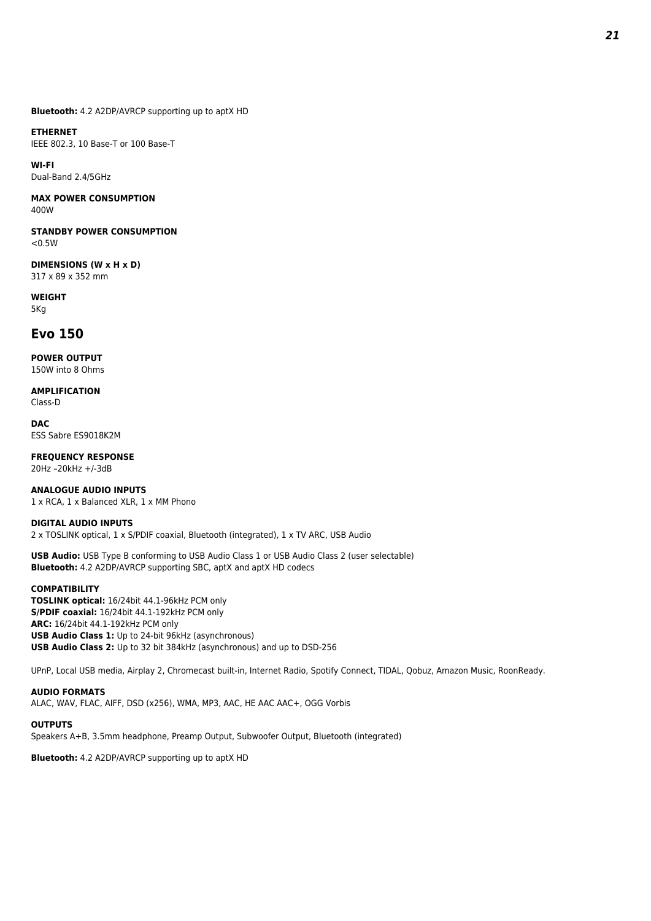**Bluetooth:** 4.2 A2DP/AVRCP supporting up to aptX HD

**ETHERNET**
IEEE 802.3, 10 Base-T or 100 Base-T

**WI-FI**
Dual-Band 2.4/5GHz

**MAX POWER CONSUMPTION**
400W

**STANDBY POWER CONSUMPTION**
<0.5W

**DIMENSIONS (W x H x D)**
317 x 89 x 352 mm

**WEIGHT**
5Kg

## Evo 150

**POWER OUTPUT**
150W into 8 Ohms

**AMPLIFICATION**
Class-D

**DAC**
ESS Sabre ES9018K2M

**FREQUENCY RESPONSE**
20Hz –20kHz +/-3dB

**ANALOGUE AUDIO INPUTS**
1 x RCA, 1 x Balanced XLR, 1 x MM Phono

**DIGITAL AUDIO INPUTS**
2 x TOSLINK optical, 1 x S/PDIF coaxial, Bluetooth (integrated), 1 x TV ARC, USB Audio

**USB Audio:** USB Type B conforming to USB Audio Class 1 or USB Audio Class 2 (user selectable)
**Bluetooth:** 4.2 A2DP/AVRCP supporting SBC, aptX and aptX HD codecs

**COMPATIBILITY**
**TOSLINK optical:** 16/24bit 44.1-96kHz PCM only
**S/PDIF coaxial:** 16/24bit 44.1-192kHz PCM only
**ARC:** 16/24bit 44.1-192kHz PCM only
**USB Audio Class 1:** Up to 24-bit 96kHz (asynchronous)
**USB Audio Class 2:** Up to 32 bit 384kHz (asynchronous) and up to DSD-256

UPnP, Local USB media, Airplay 2, Chromecast built-in, Internet Radio, Spotify Connect, TIDAL, Qobuz, Amazon Music, RoonReady.

**AUDIO FORMATS**
ALAC, WAV, FLAC, AIFF, DSD (x256), WMA, MP3, AAC, HE AAC AAC+, OGG Vorbis

**OUTPUTS**
Speakers A+B, 3.5mm headphone, Preamp Output, Subwoofer Output, Bluetooth (integrated)

**Bluetooth:** 4.2 A2DP/AVRCP supporting up to aptX HD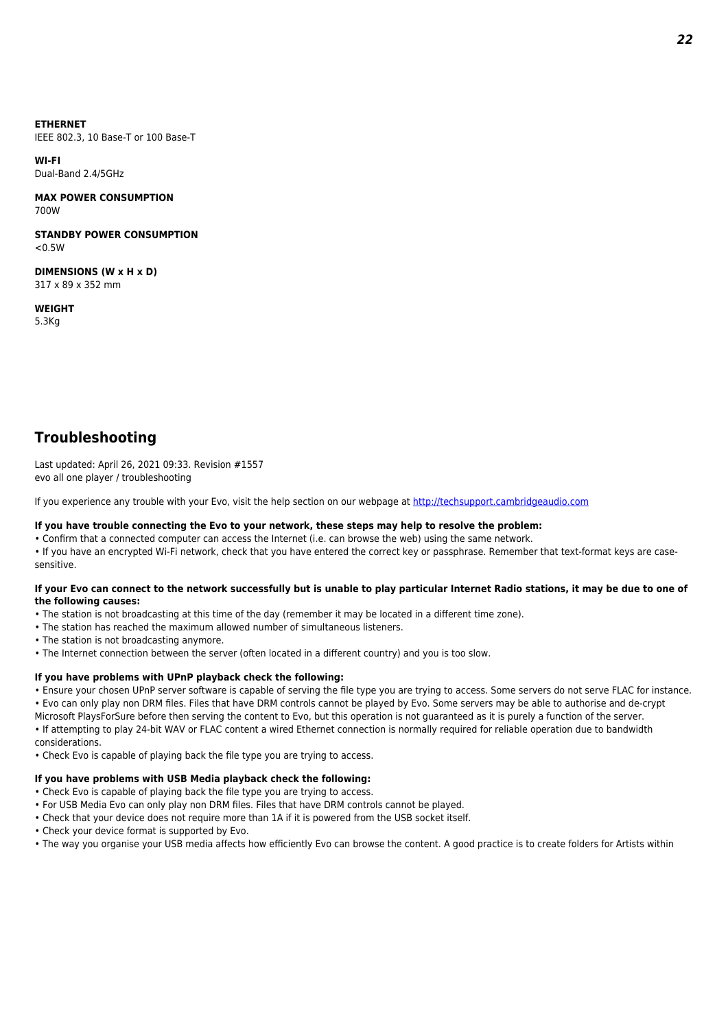**ETHERNET**
IEEE 802.3, 10 Base-T or 100 Base-T

**WI-FI**
Dual-Band 2.4/5GHz

**MAX POWER CONSUMPTION**
700W

**STANDBY POWER CONSUMPTION**
<0.5W

**DIMENSIONS (W x H x D)**
317 x 89 x 352 mm

**WEIGHT**
5.3Kg

## Troubleshooting

Last updated: April 26, 2021 09:33. Revision #1557
evo all one player / troubleshooting

If you experience any trouble with your Evo, visit the help section on our webpage at [http://techsupport.cambridgeaudio.com](http://techsupport.cambridgeaudio.com)

**If you have trouble connecting the Evo to your network, these steps may help to resolve the problem:**

- Confirm that a connected computer can access the Internet (i.e. can browse the web) using the same network.
- If you have an encrypted Wi-Fi network, check that you have entered the correct key or passphrase. Remember that text-format keys are case-sensitive.

**If your Evo can connect to the network successfully but is unable to play particular Internet Radio stations, it may be due to one of the following causes:**

- The station is not broadcasting at this time of the day (remember it may be located in a different time zone).
- The station has reached the maximum allowed number of simultaneous listeners.
- The station is not broadcasting anymore.
- The Internet connection between the server (often located in a different country) and you is too slow.

**If you have problems with UPnP playback check the following:**

- Ensure your chosen UPnP server software is capable of serving the file type you are trying to access. Some servers do not serve FLAC for instance.
- Evo can only play non DRM files. Files that have DRM controls cannot be played by Evo. Some servers may be able to authorise and de-crypt Microsoft PlaysForSure before then serving the content to Evo, but this operation is not guaranteed as it is purely a function of the server.
- If attempting to play 24-bit WAV or FLAC content a wired Ethernet connection is normally required for reliable operation due to bandwidth considerations.
- Check Evo is capable of playing back the file type you are trying to access.

**If you have problems with USB Media playback check the following:**

- Check Evo is capable of playing back the file type you are trying to access.
- For USB Media Evo can only play non DRM files. Files that have DRM controls cannot be played.
- Check that your device does not require more than 1A if it is powered from the USB socket itself.
- Check your device format is supported by Evo.
- The way you organise your USB media affects how efficiently Evo can browse the content. A good practice is to create folders for Artists within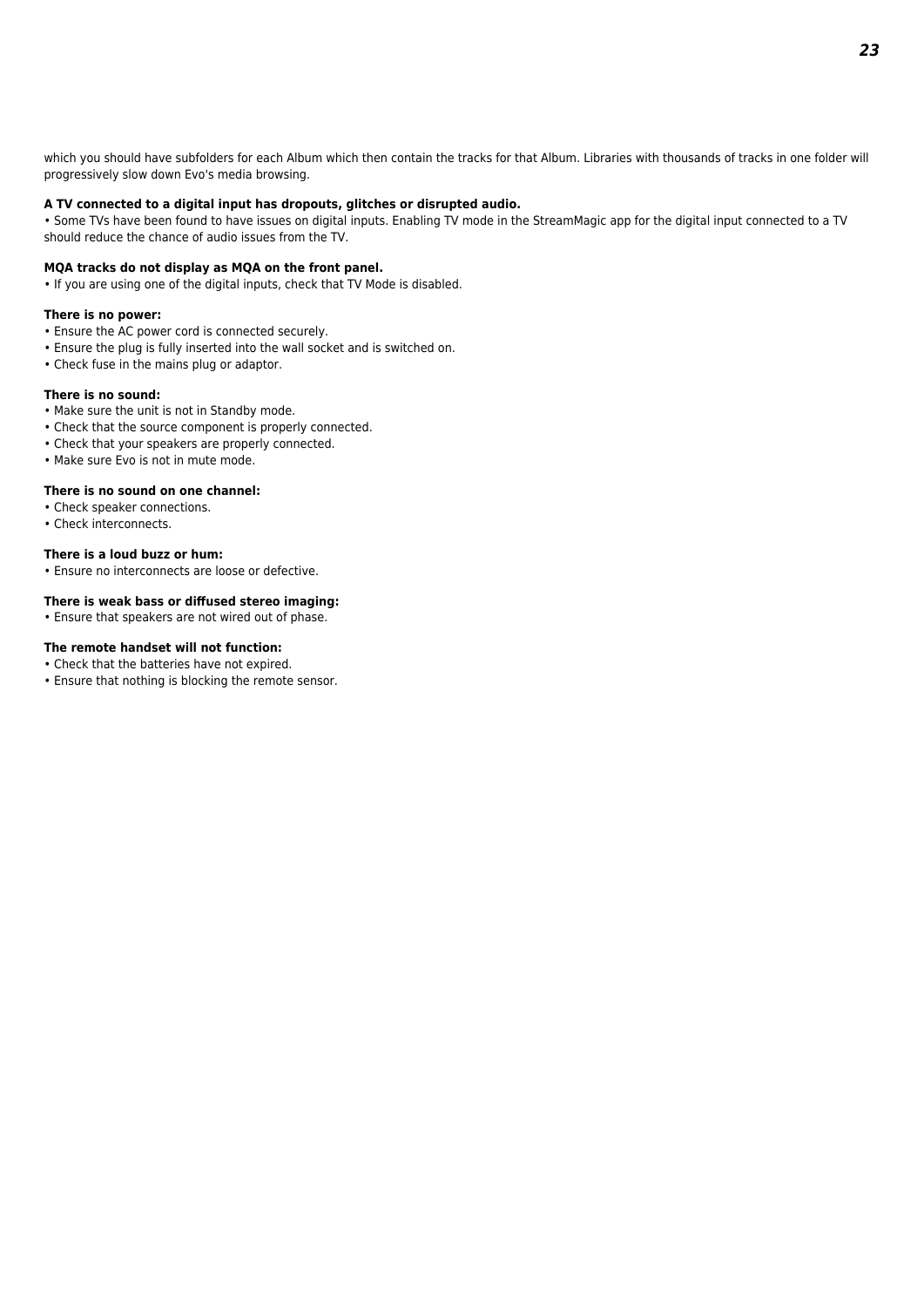which you should have subfolders for each Album which then contain the tracks for that Album. Libraries with thousands of tracks in one folder will progressively slow down Evo's media browsing.

**A TV connected to a digital input has dropouts, glitches or disrupted audio.**

• Some TVs have been found to have issues on digital inputs. Enabling TV mode in the StreamMagic app for the digital input connected to a TV should reduce the chance of audio issues from the TV.

**MQA tracks do not display as MQA on the front panel.**

• If you are using one of the digital inputs, check that TV Mode is disabled.

**There is no power:**

• Ensure the AC power cord is connected securely.
• Ensure the plug is fully inserted into the wall socket and is switched on.
• Check fuse in the mains plug or adaptor.

**There is no sound:**

• Make sure the unit is not in Standby mode.
• Check that the source component is properly connected.
• Check that your speakers are properly connected.
• Make sure Evo is not in mute mode.

**There is no sound on one channel:**

• Check speaker connections.
• Check interconnects.

**There is a loud buzz or hum:**

• Ensure no interconnects are loose or defective.

**There is weak bass or diffused stereo imaging:**

• Ensure that speakers are not wired out of phase.

**The remote handset will not function:**

• Check that the batteries have not expired.
• Ensure that nothing is blocking the remote sensor.